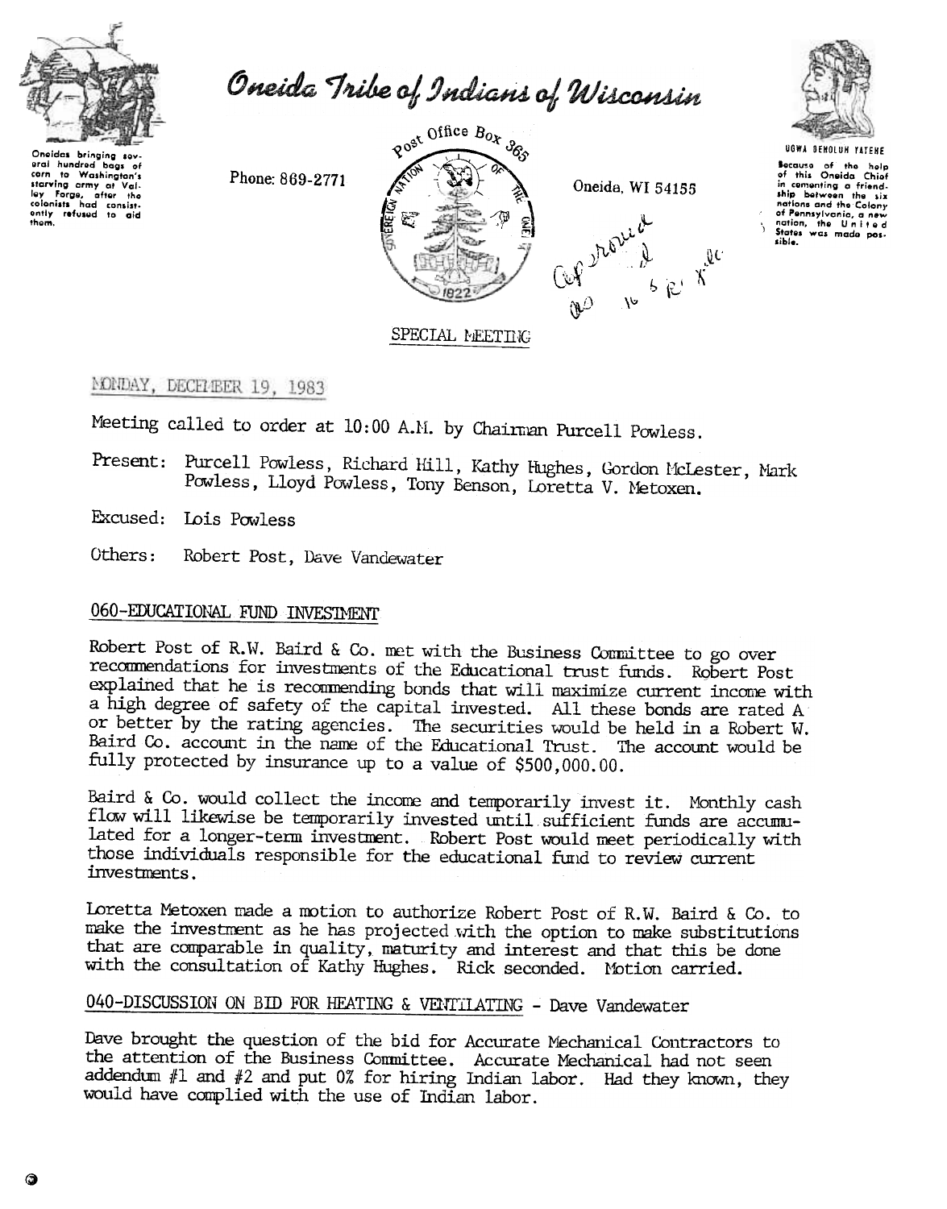# Oneida Tribe of Indians of Wisconsin

Oneidas bringing several hundred bags of corn to Washington's starving army at Valley Forge, after the colonists had consistently refused to aid them.

Phone: 869-2771

Post Office Box 365

Oneida, WI 54155

UGWA DEHOLUH YATEHE

Because of the help of this Oneida Chief in cementing a friendship between the six nations and the Colony of Pennsylvania, a new nation, the United States was made possible.

Approved

## SPECIAL MEETING

MONDAY, DECEMBER 19, 1983

Meeting called to order at 10:00 A.M. by Chairman Purcell Powless.

Present: Purcell Powless, Richard Hill, Kathy Hughes, Gordon McLester, Mark Powless, Lloyd Powless, Tony Benson, Loretta V. Metoxen.

Excused: Lois Powless

Others: Robert Post, Dave Vandewater

### 060-EDUCATIONAL FUND INVESTMENT

Robert Post of R.W. Baird & Co. met with the Business Committee to go over recommendations for investments of the Educational trust funds. Robert Post explained that he is recommending bonds that will maximize current income with a high degree of safety of the capital invested. All these bonds are rated A or better by the rating agencies. The securities would be held in a Robert W. Baird Co. account in the name of the Educational Trust. The account would be fully protected by insurance up to a value of $500,000.00.

Baird & Co. would collect the income and temporarily invest it. Monthly cash flow will likewise be temporarily invested until sufficient funds are accumulated for a longer-term investment. Robert Post would meet periodically with those individuals responsible for the educational fund to review current investments.

Loretta Metoxen made a motion to authorize Robert Post of R.W. Baird & Co. to make the investment as he has projected with the option to make substitutions that are comparable in quality, maturity and interest and that this be done with the consultation of Kathy Hughes. Rick seconded. Motion carried.

### 040-DISCUSSION ON BID FOR HEATING & VENTILATING - Dave Vandewater

Dave brought the question of the bid for Accurate Mechanical Contractors to the attention of the Business Committee. Accurate Mechanical had not seen addendum #1 and #2 and put 0% for hiring Indian labor. Had they known, they would have complied with the use of Indian labor.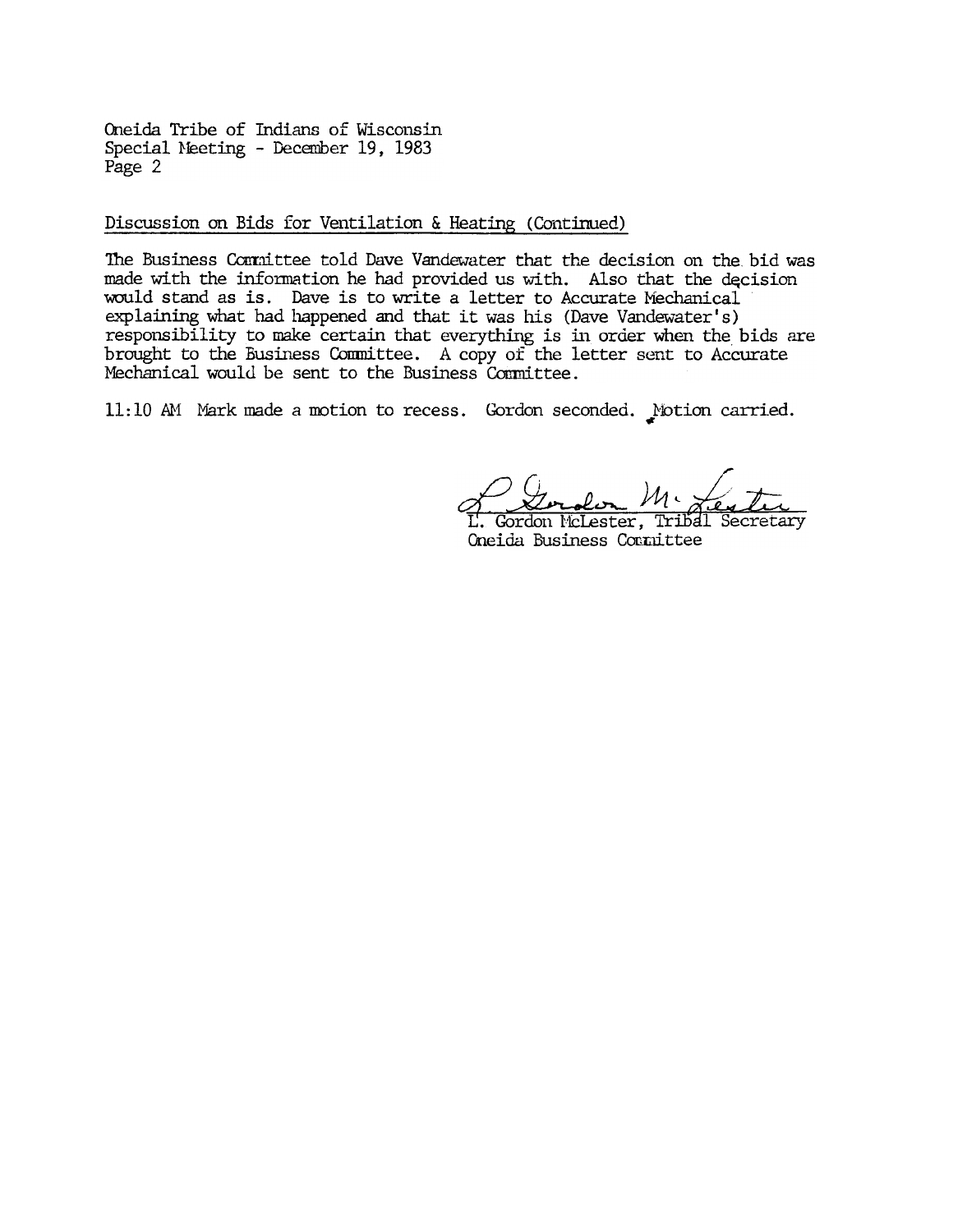Oneida Tribe of Indians of Wisconsin
Special Meeting - December 19, 1983
Page 2

Discussion on Bids for Ventilation & Heating (Continued)

The Business Committee told Dave Vandewater that the decision on the bid was made with the information he had provided us with. Also that the decision would stand as is. Dave is to write a letter to Accurate Mechanical explaining what had happened and that it was his (Dave Vandewater's) responsibility to make certain that everything is in order when the bids are brought to the Business Committee. A copy of the letter sent to Accurate Mechanical would be sent to the Business Committee.

11:10 AM Mark made a motion to recess. Gordon seconded. Motion carried.

L. Gordon McLester, Tribal Secretary
Oneida Business Committee